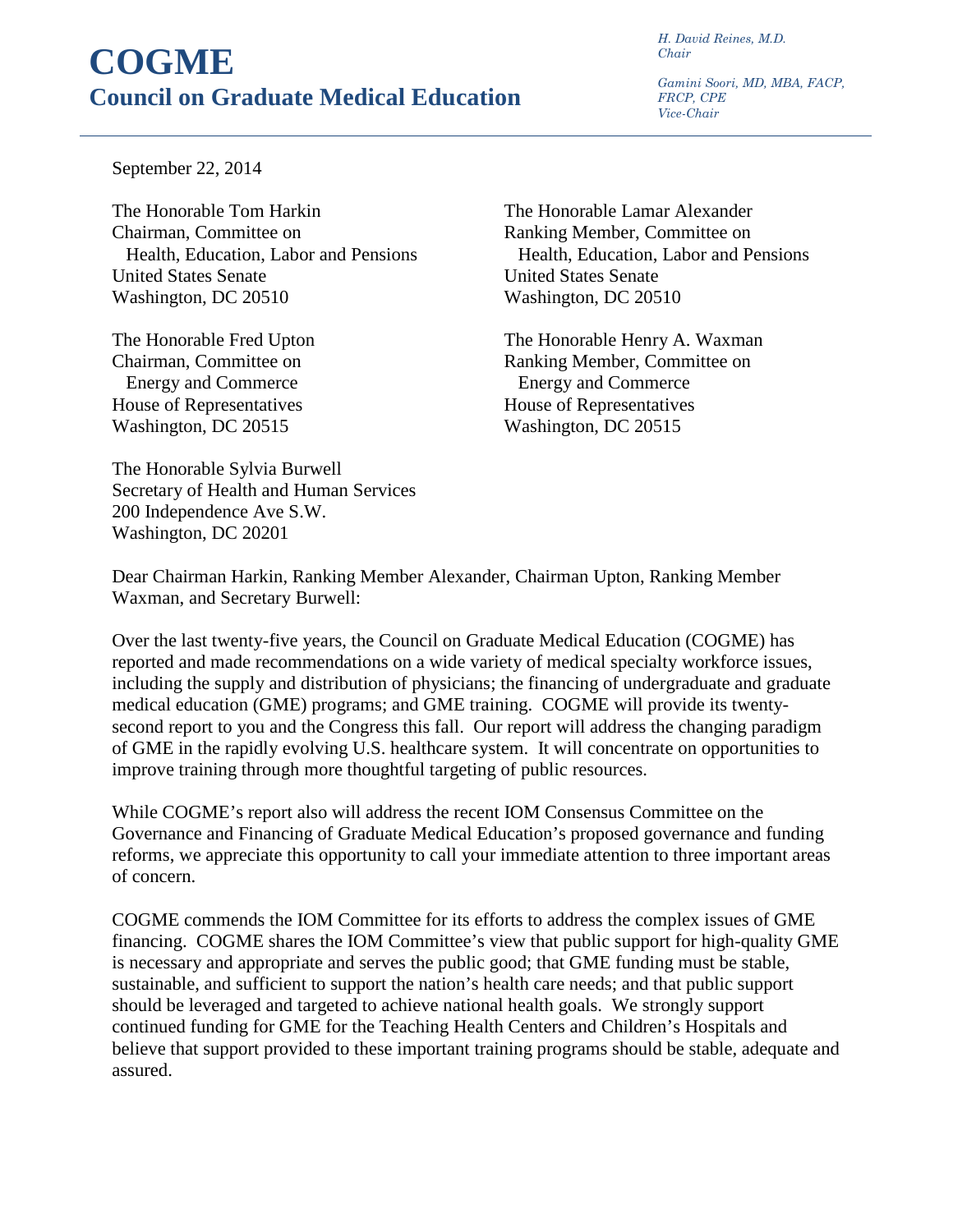# COGME

## Council on Graduate Medical Education

*H. David Reines, M.D.*
*Chair*

*Gamini Soori, MD, MBA, FACP, FRCP, CPE*
*Vice-Chair*

---

September 22, 2014

The Honorable Tom Harkin
Chairman, Committee on
Health, Education, Labor and Pensions
United States Senate
Washington, DC 20510

The Honorable Lamar Alexander
Ranking Member, Committee on
Health, Education, Labor and Pensions
United States Senate
Washington, DC 20510

The Honorable Fred Upton
Chairman, Committee on
Energy and Commerce
House of Representatives
Washington, DC 20515

The Honorable Henry A. Waxman
Ranking Member, Committee on
Energy and Commerce
House of Representatives
Washington, DC 20515

The Honorable Sylvia Burwell
Secretary of Health and Human Services
200 Independence Ave S.W.
Washington, DC 20201

Dear Chairman Harkin, Ranking Member Alexander, Chairman Upton, Ranking Member Waxman, and Secretary Burwell:

Over the last twenty-five years, the Council on Graduate Medical Education (COGME) has reported and made recommendations on a wide variety of medical specialty workforce issues, including the supply and distribution of physicians; the financing of undergraduate and graduate medical education (GME) programs; and GME training. COGME will provide its twenty-second report to you and the Congress this fall. Our report will address the changing paradigm of GME in the rapidly evolving U.S. healthcare system. It will concentrate on opportunities to improve training through more thoughtful targeting of public resources.

While COGME's report also will address the recent IOM Consensus Committee on the Governance and Financing of Graduate Medical Education's proposed governance and funding reforms, we appreciate this opportunity to call your immediate attention to three important areas of concern.

COGME commends the IOM Committee for its efforts to address the complex issues of GME financing. COGME shares the IOM Committee's view that public support for high-quality GME is necessary and appropriate and serves the public good; that GME funding must be stable, sustainable, and sufficient to support the nation's health care needs; and that public support should be leveraged and targeted to achieve national health goals. We strongly support continued funding for GME for the Teaching Health Centers and Children's Hospitals and believe that support provided to these important training programs should be stable, adequate and assured.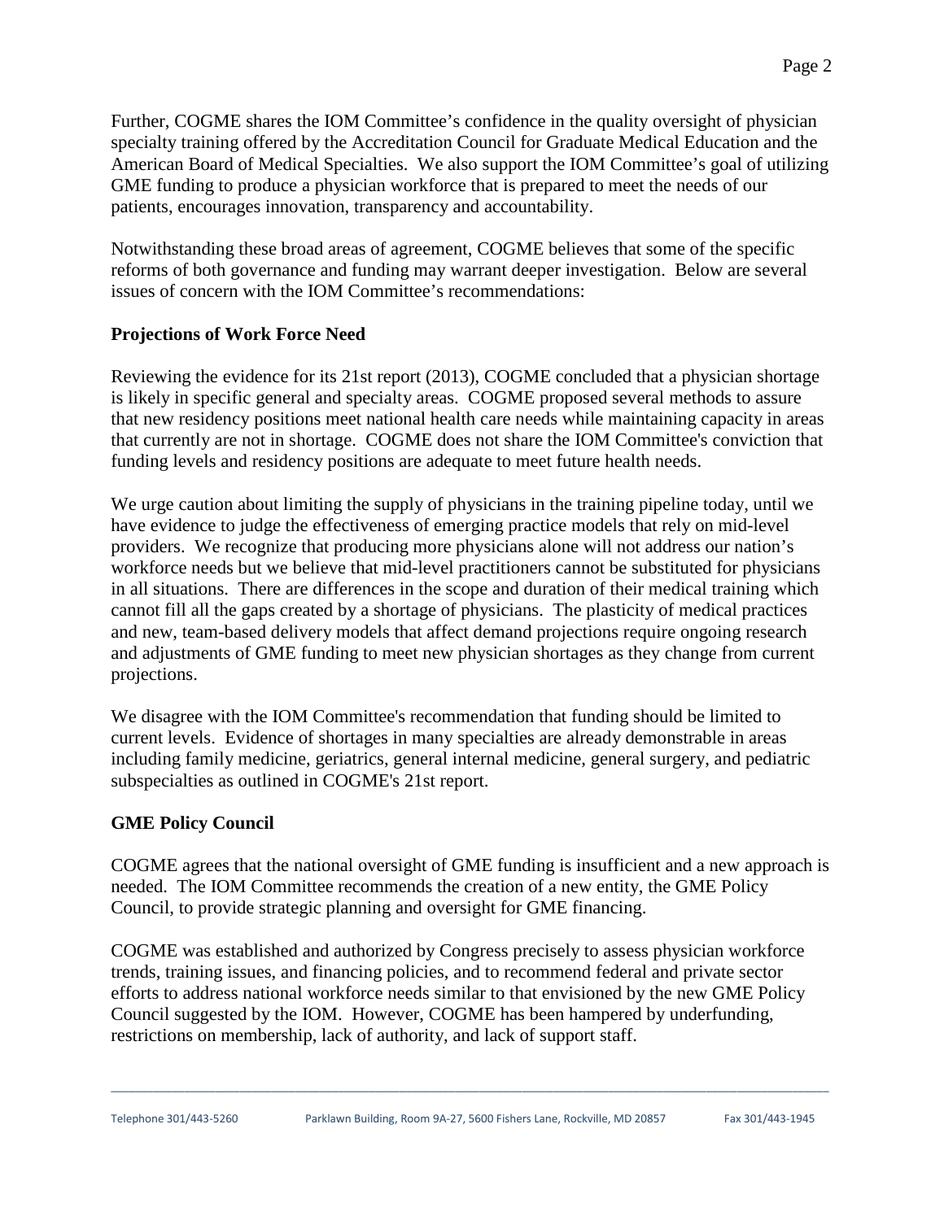Further, COGME shares the IOM Committee's confidence in the quality oversight of physician specialty training offered by the Accreditation Council for Graduate Medical Education and the American Board of Medical Specialties. We also support the IOM Committee's goal of utilizing GME funding to produce a physician workforce that is prepared to meet the needs of our patients, encourages innovation, transparency and accountability.

Notwithstanding these broad areas of agreement, COGME believes that some of the specific reforms of both governance and funding may warrant deeper investigation. Below are several issues of concern with the IOM Committee's recommendations:

**Projections of Work Force Need**

Reviewing the evidence for its 21st report (2013), COGME concluded that a physician shortage is likely in specific general and specialty areas. COGME proposed several methods to assure that new residency positions meet national health care needs while maintaining capacity in areas that currently are not in shortage. COGME does not share the IOM Committee's conviction that funding levels and residency positions are adequate to meet future health needs.

We urge caution about limiting the supply of physicians in the training pipeline today, until we have evidence to judge the effectiveness of emerging practice models that rely on mid-level providers. We recognize that producing more physicians alone will not address our nation's workforce needs but we believe that mid-level practitioners cannot be substituted for physicians in all situations. There are differences in the scope and duration of their medical training which cannot fill all the gaps created by a shortage of physicians. The plasticity of medical practices and new, team-based delivery models that affect demand projections require ongoing research and adjustments of GME funding to meet new physician shortages as they change from current projections.

We disagree with the IOM Committee's recommendation that funding should be limited to current levels. Evidence of shortages in many specialties are already demonstrable in areas including family medicine, geriatrics, general internal medicine, general surgery, and pediatric subspecialties as outlined in COGME's 21st report.

**GME Policy Council**

COGME agrees that the national oversight of GME funding is insufficient and a new approach is needed. The IOM Committee recommends the creation of a new entity, the GME Policy Council, to provide strategic planning and oversight for GME financing.

COGME was established and authorized by Congress precisely to assess physician workforce trends, training issues, and financing policies, and to recommend federal and private sector efforts to address national workforce needs similar to that envisioned by the new GME Policy Council suggested by the IOM. However, COGME has been hampered by underfunding, restrictions on membership, lack of authority, and lack of support staff.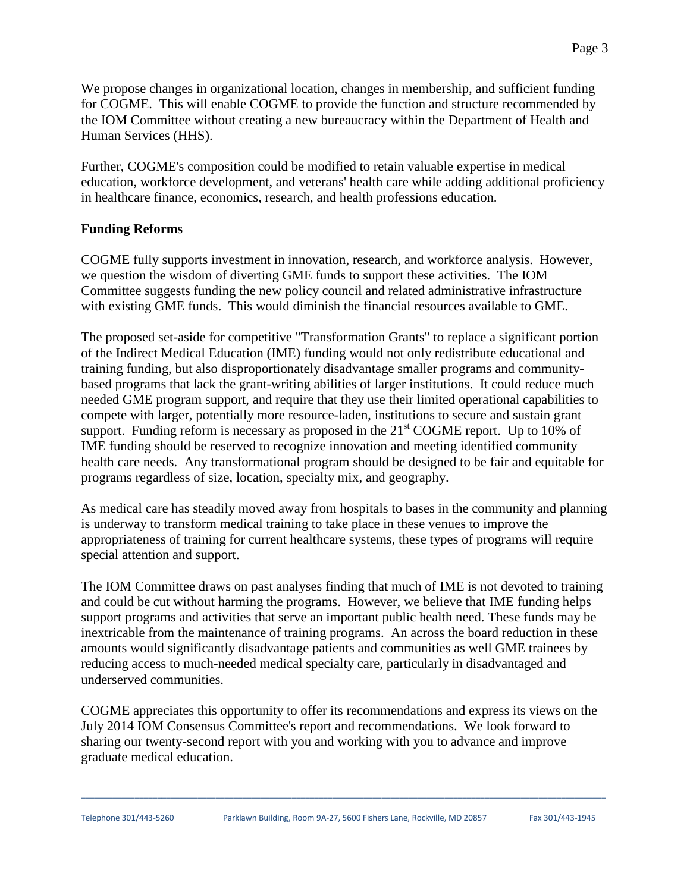We propose changes in organizational location, changes in membership, and sufficient funding for COGME. This will enable COGME to provide the function and structure recommended by the IOM Committee without creating a new bureaucracy within the Department of Health and Human Services (HHS).

Further, COGME's composition could be modified to retain valuable expertise in medical education, workforce development, and veterans' health care while adding additional proficiency in healthcare finance, economics, research, and health professions education.

**Funding Reforms**

COGME fully supports investment in innovation, research, and workforce analysis. However, we question the wisdom of diverting GME funds to support these activities. The IOM Committee suggests funding the new policy council and related administrative infrastructure with existing GME funds. This would diminish the financial resources available to GME.

The proposed set-aside for competitive "Transformation Grants" to replace a significant portion of the Indirect Medical Education (IME) funding would not only redistribute educational and training funding, but also disproportionately disadvantage smaller programs and community-based programs that lack the grant-writing abilities of larger institutions. It could reduce much needed GME program support, and require that they use their limited operational capabilities to compete with larger, potentially more resource-laden, institutions to secure and sustain grant support. Funding reform is necessary as proposed in the 21st COGME report. Up to 10% of IME funding should be reserved to recognize innovation and meeting identified community health care needs. Any transformational program should be designed to be fair and equitable for programs regardless of size, location, specialty mix, and geography.

As medical care has steadily moved away from hospitals to bases in the community and planning is underway to transform medical training to take place in these venues to improve the appropriateness of training for current healthcare systems, these types of programs will require special attention and support.

The IOM Committee draws on past analyses finding that much of IME is not devoted to training and could be cut without harming the programs. However, we believe that IME funding helps support programs and activities that serve an important public health need. These funds may be inextricable from the maintenance of training programs. An across the board reduction in these amounts would significantly disadvantage patients and communities as well GME trainees by reducing access to much-needed medical specialty care, particularly in disadvantaged and underserved communities.

COGME appreciates this opportunity to offer its recommendations and express its views on the July 2014 IOM Consensus Committee's report and recommendations. We look forward to sharing our twenty-second report with you and working with you to advance and improve graduate medical education.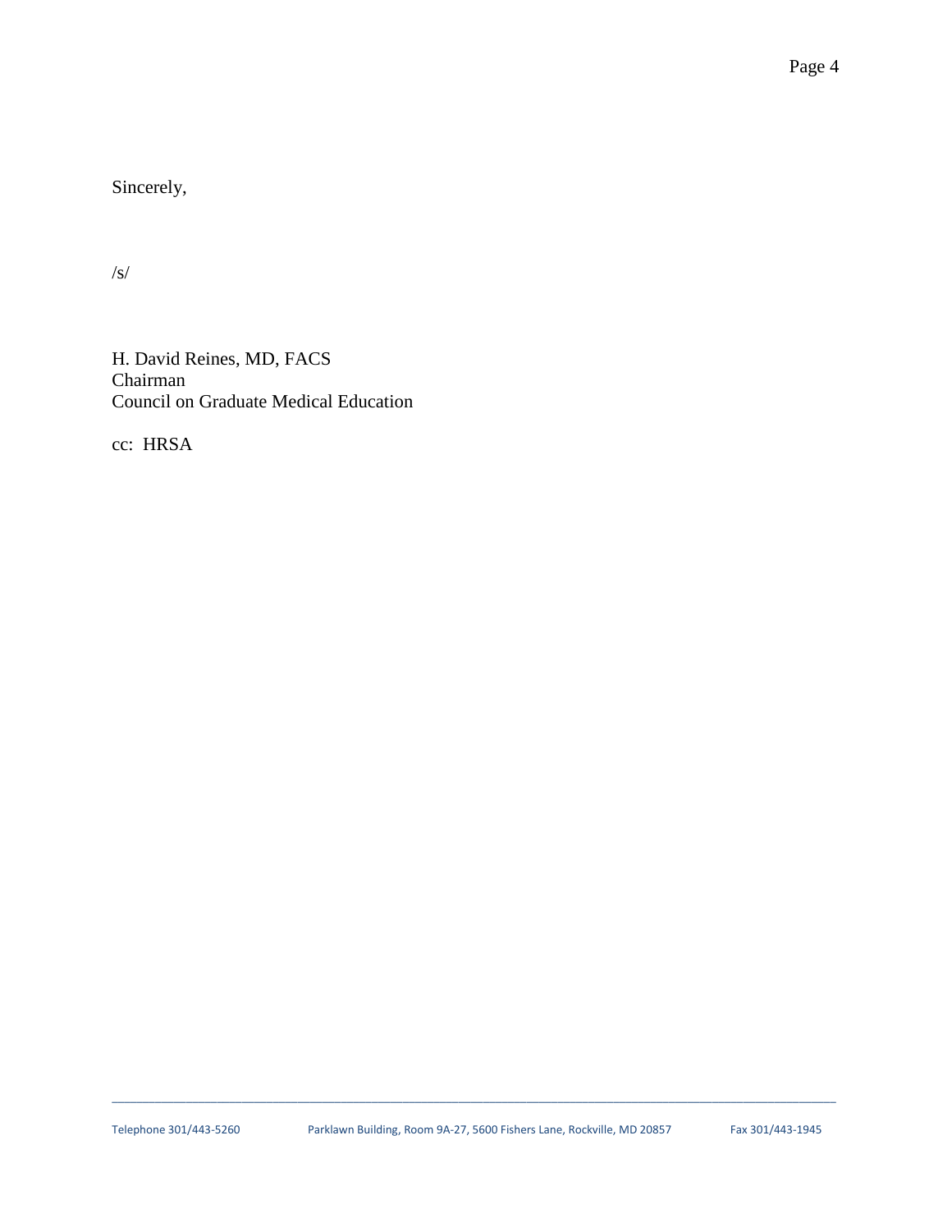Sincerely,

/s/

H. David Reines, MD, FACS
Chairman
Council on Graduate Medical Education

cc: HRSA